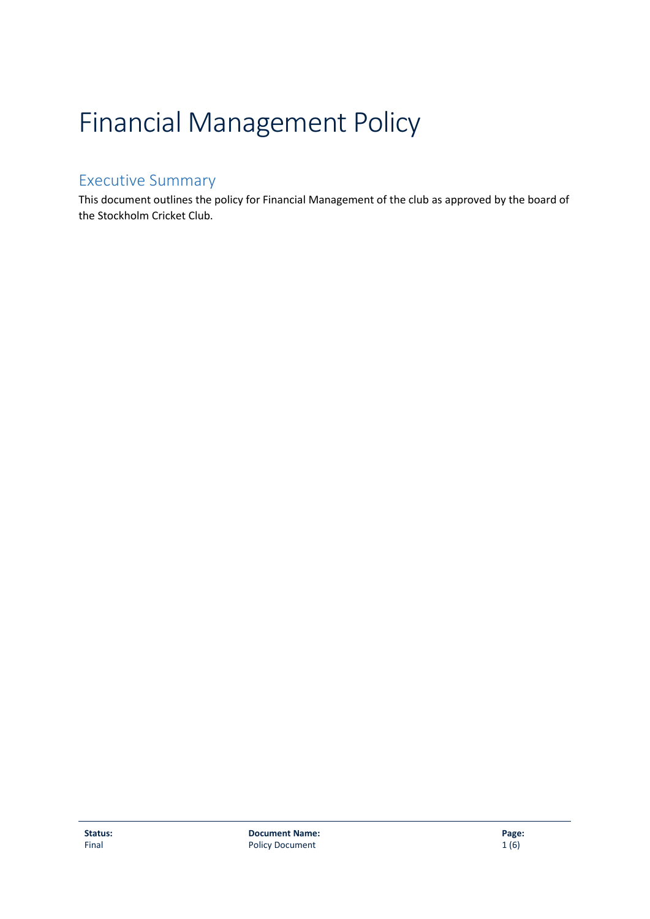# Financial Management Policy

## Executive Summary

This document outlines the policy for Financial Management of the club as approved by the board of the Stockholm Cricket Club.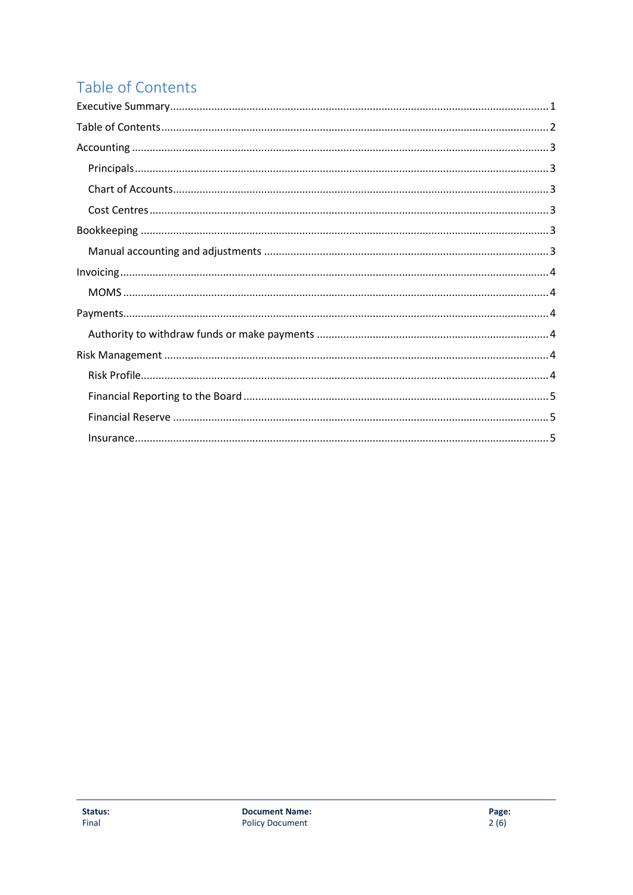# Table of Contents

- Executive Summary ... 1
- Table of Contents ... 2
- Accounting ... 3
  - Principals ... 3
  - Chart of Accounts ... 3
  - Cost Centres ... 3
- Bookkeeping ... 3
  - Manual accounting and adjustments ... 3
- Invoicing ... 4
  - MOMS ... 4
- Payments ... 4
  - Authority to withdraw funds or make payments ... 4
- Risk Management ... 4
  - Risk Profile ... 4
  - Financial Reporting to the Board ... 5
  - Financial Reserve ... 5
  - Insurance ... 5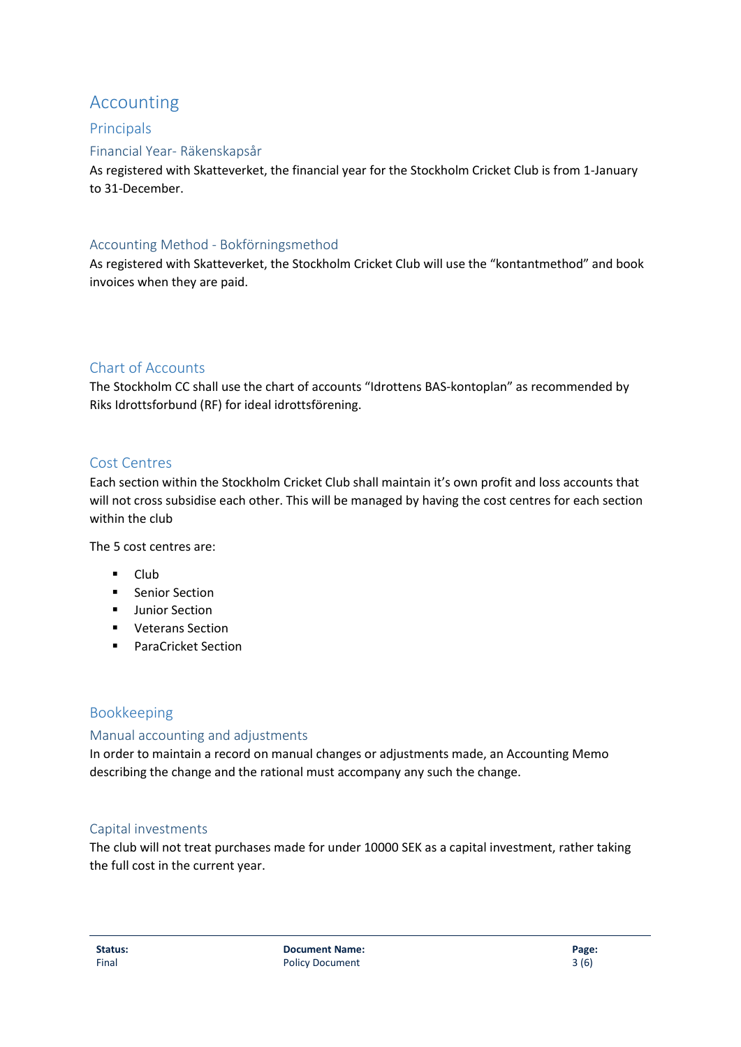# Accounting

## Principals

### Financial Year- Räkenskapsår

As registered with Skatteverket, the financial year for the Stockholm Cricket Club is from 1-January to 31-December.

### Accounting Method - Bokföringsmethod

As registered with Skatteverket, the Stockholm Cricket Club will use the "kontantmethod" and book invoices when they are paid.

### Chart of Accounts

The Stockholm CC shall use the chart of accounts "Idrottens BAS-kontoplan" as recommended by Riks Idrottsforbund (RF) for ideal idrottsförening.

### Cost Centres

Each section within the Stockholm Cricket Club shall maintain it's own profit and loss accounts that will not cross subsidise each other. This will be managed by having the cost centres for each section within the club

The 5 cost centres are:

- Club
- Senior Section
- Junior Section
- Veterans Section
- ParaCricket Section

## Bookkeeping

### Manual accounting and adjustments

In order to maintain a record on manual changes or adjustments made, an Accounting Memo describing the change and the rational must accompany any such the change.

### Capital investments

The club will not treat purchases made for under 10000 SEK as a capital investment, rather taking the full cost in the current year.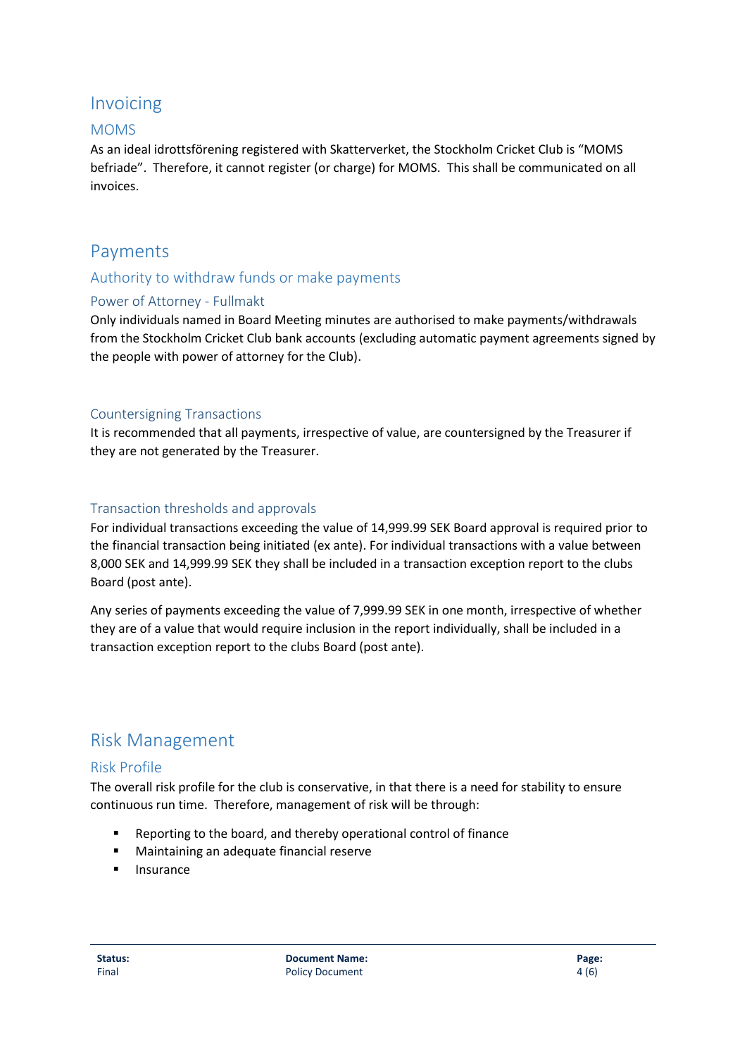# Invoicing

## MOMS

As an ideal idrottsförening registered with Skatterverket, the Stockholm Cricket Club is "MOMS befriade". Therefore, it cannot register (or charge) for MOMS. This shall be communicated on all invoices.

# Payments

## Authority to withdraw funds or make payments

### Power of Attorney - Fullmakt

Only individuals named in Board Meeting minutes are authorised to make payments/withdrawals from the Stockholm Cricket Club bank accounts (excluding automatic payment agreements signed by the people with power of attorney for the Club).

### Countersigning Transactions

It is recommended that all payments, irrespective of value, are countersigned by the Treasurer if they are not generated by the Treasurer.

### Transaction thresholds and approvals

For individual transactions exceeding the value of 14,999.99 SEK Board approval is required prior to the financial transaction being initiated (ex ante). For individual transactions with a value between 8,000 SEK and 14,999.99 SEK they shall be included in a transaction exception report to the clubs Board (post ante).

Any series of payments exceeding the value of 7,999.99 SEK in one month, irrespective of whether they are of a value that would require inclusion in the report individually, shall be included in a transaction exception report to the clubs Board (post ante).

# Risk Management

## Risk Profile

The overall risk profile for the club is conservative, in that there is a need for stability to ensure continuous run time. Therefore, management of risk will be through:

- Reporting to the board, and thereby operational control of finance
- Maintaining an adequate financial reserve
- Insurance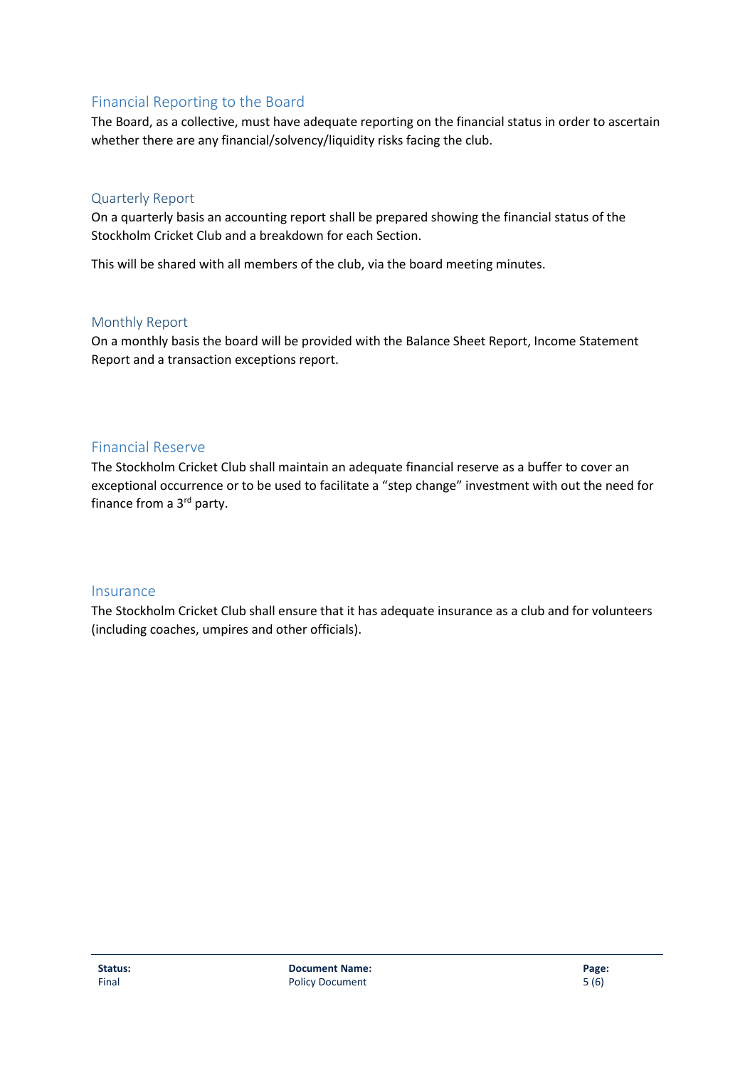## Financial Reporting to the Board

The Board, as a collective, must have adequate reporting on the financial status in order to ascertain whether there are any financial/solvency/liquidity risks facing the club.

### Quarterly Report

On a quarterly basis an accounting report shall be prepared showing the financial status of the Stockholm Cricket Club and a breakdown for each Section.

This will be shared with all members of the club, via the board meeting minutes.

### Monthly Report

On a monthly basis the board will be provided with the Balance Sheet Report, Income Statement Report and a transaction exceptions report.

## Financial Reserve

The Stockholm Cricket Club shall maintain an adequate financial reserve as a buffer to cover an exceptional occurrence or to be used to facilitate a "step change" investment with out the need for finance from a 3rd party.

## Insurance

The Stockholm Cricket Club shall ensure that it has adequate insurance as a club and for volunteers (including coaches, umpires and other officials).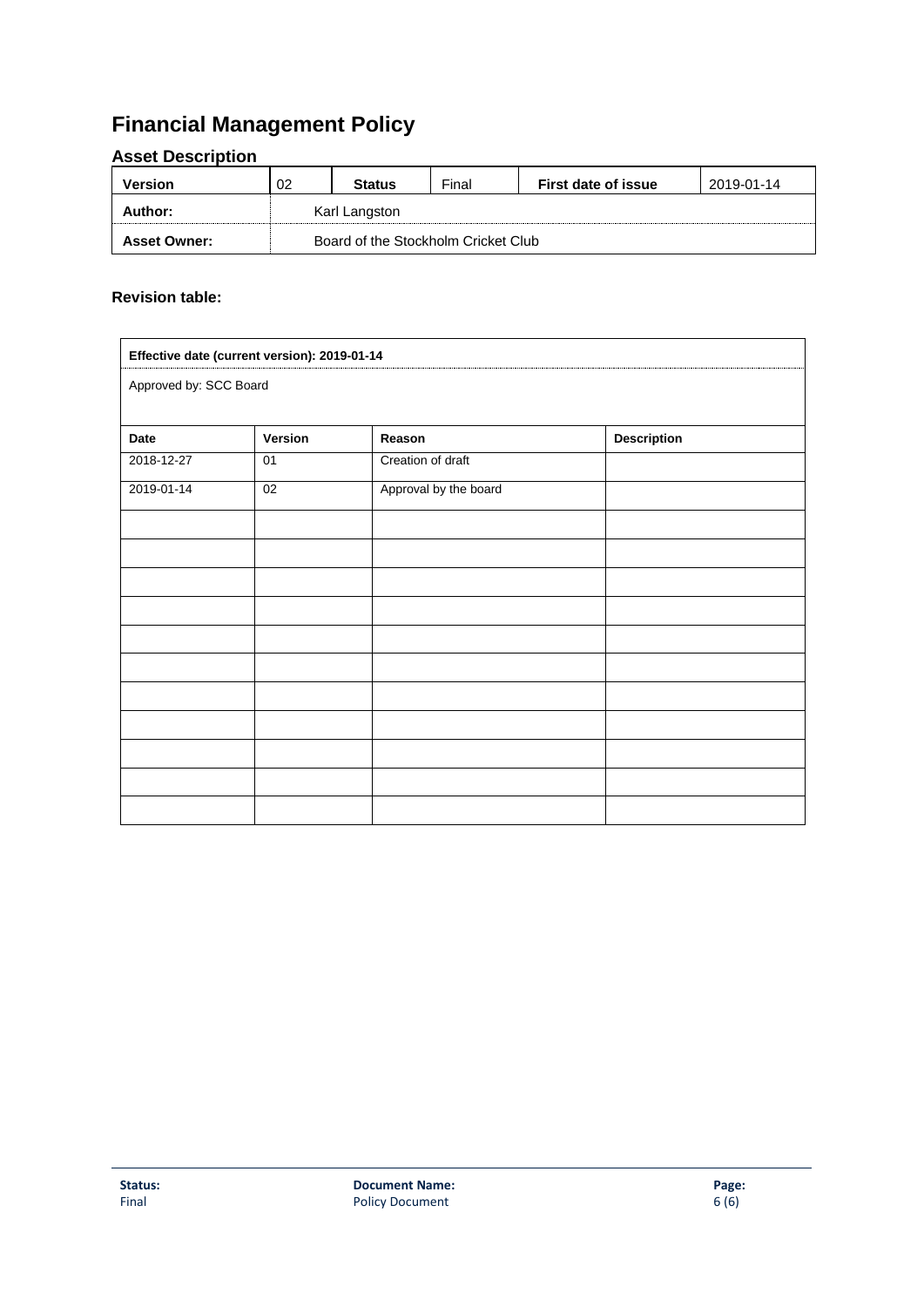# Financial Management Policy

## Asset Description

| | | | | | |
|---|---|---|---|---|---|
| **Version** | 02 | **Status** | Final | **First date of issue** | 2019-01-14 |
| **Author:** | Karl Langston | | | | |
| **Asset Owner:** | Board of the Stockholm Cricket Club | | | | |

**Revision table:**

**Effective date (current version): 2019-01-14**

Approved by: SCC Board

| Date | Version | Reason | Description |
|---|---|---|---|
| 2018-12-27 | 01 | Creation of draft | |
| 2019-01-14 | 02 | Approval by the board | |
| | | | |
| | | | |
| | | | |
| | | | |
| | | | |
| | | | |
| | | | |
| | | | |
| | | | |
| | | | |
| | | | |